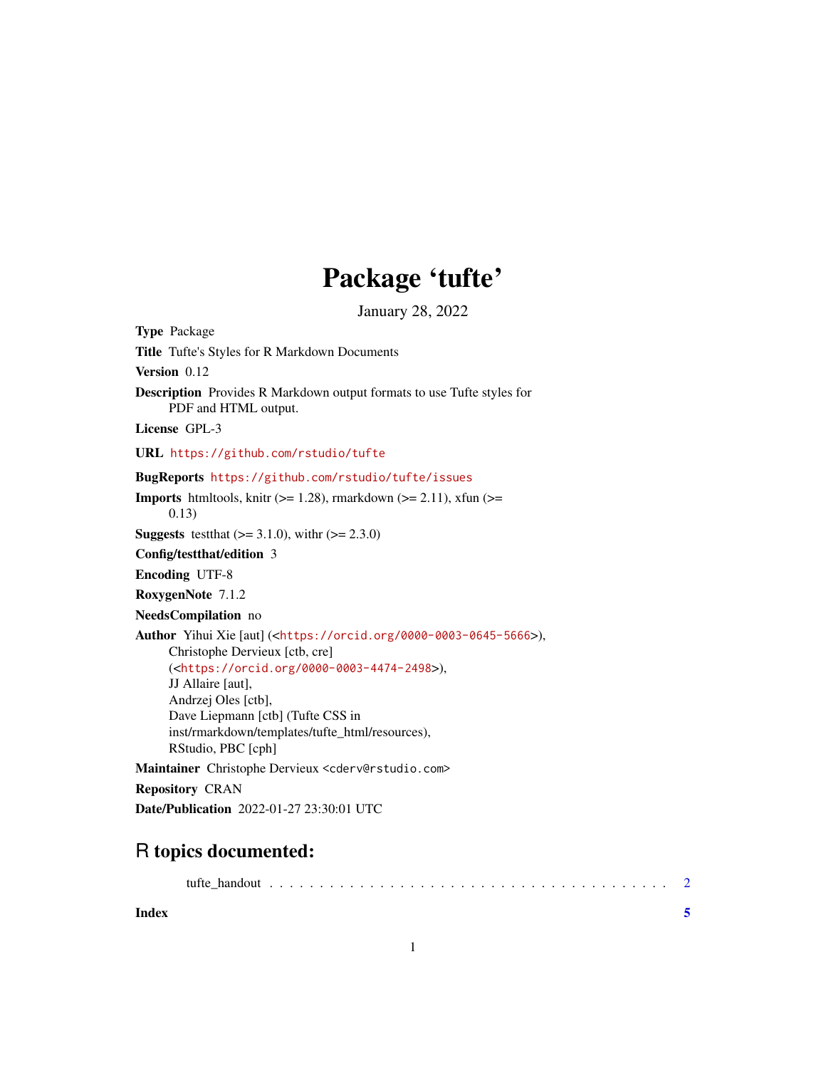# Package 'tufte'

January 28, 2022

**Type** Package

**Title** Tufte's Styles for R Markdown Documents

**Version** 0.12

**Description** Provides R Markdown output formats to use Tufte styles for PDF and HTML output.

**License** GPL-3

**URL** https://github.com/rstudio/tufte

**BugReports** https://github.com/rstudio/tufte/issues

**Imports** htmltools, knitr (>= 1.28), rmarkdown (>= 2.11), xfun (>= 0.13)

**Suggests** testthat (>= 3.1.0), withr (>= 2.3.0)

**Config/testthat/edition** 3

**Encoding** UTF-8

**RoxygenNote** 7.1.2

**NeedsCompilation** no

**Author** Yihui Xie [aut] (<https://orcid.org/0000-0003-0645-5666>),
Christophe Dervieux [ctb, cre]
(<https://orcid.org/0000-0003-4474-2498>),
JJ Allaire [aut],
Andrzej Oles [ctb],
Dave Liepmann [ctb] (Tufte CSS in
inst/rmarkdown/templates/tufte_html/resources),
RStudio, PBC [cph]

**Maintainer** Christophe Dervieux <cderv@rstudio.com>

**Repository** CRAN

**Date/Publication** 2022-01-27 23:30:01 UTC

## R topics documented:

tufte_handout . . . . . . . . . . . . . . . . . . . . . . . . . . . . . . . . . . . . . . . . 2

**Index** **5**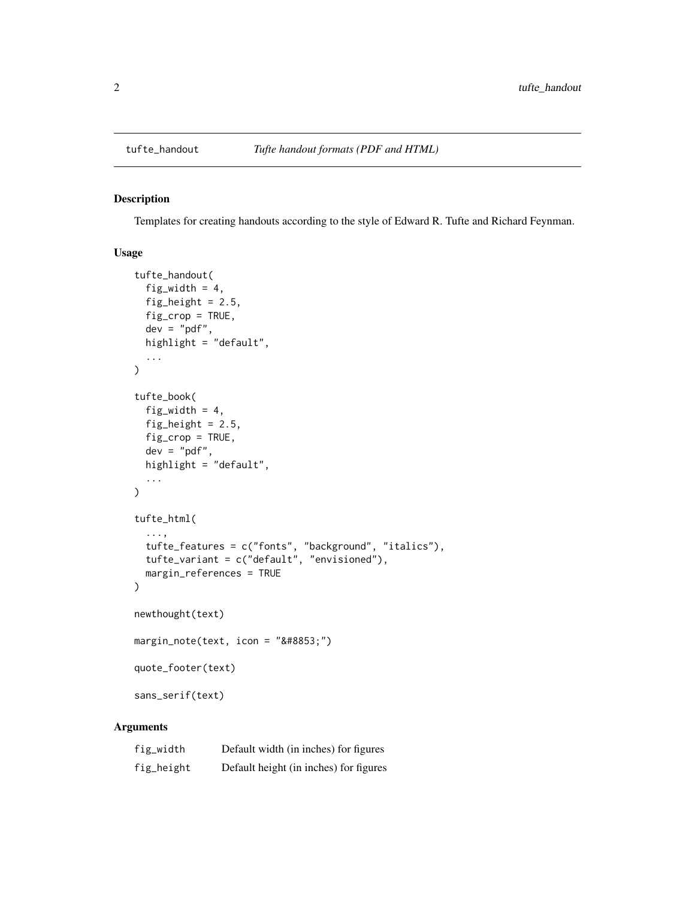## tufte_handout — *Tufte handout formats (PDF and HTML)*

### Description

Templates for creating handouts according to the style of Edward R. Tufte and Richard Feynman.

### Usage

```
tufte_handout(
  fig_width = 4,
  fig_height = 2.5,
  fig_crop = TRUE,
  dev = "pdf",
  highlight = "default",
  ...
)

tufte_book(
  fig_width = 4,
  fig_height = 2.5,
  fig_crop = TRUE,
  dev = "pdf",
  highlight = "default",
  ...
)

tufte_html(
  ...,
  tufte_features = c("fonts", "background", "italics"),
  tufte_variant = c("default", "envisioned"),
  margin_references = TRUE
)

newthought(text)

margin_note(text, icon = "&#8853;")

quote_footer(text)

sans_serif(text)
```

### Arguments

| | |
|---|---|
| `fig_width` | Default width (in inches) for figures |
| `fig_height` | Default height (in inches) for figures |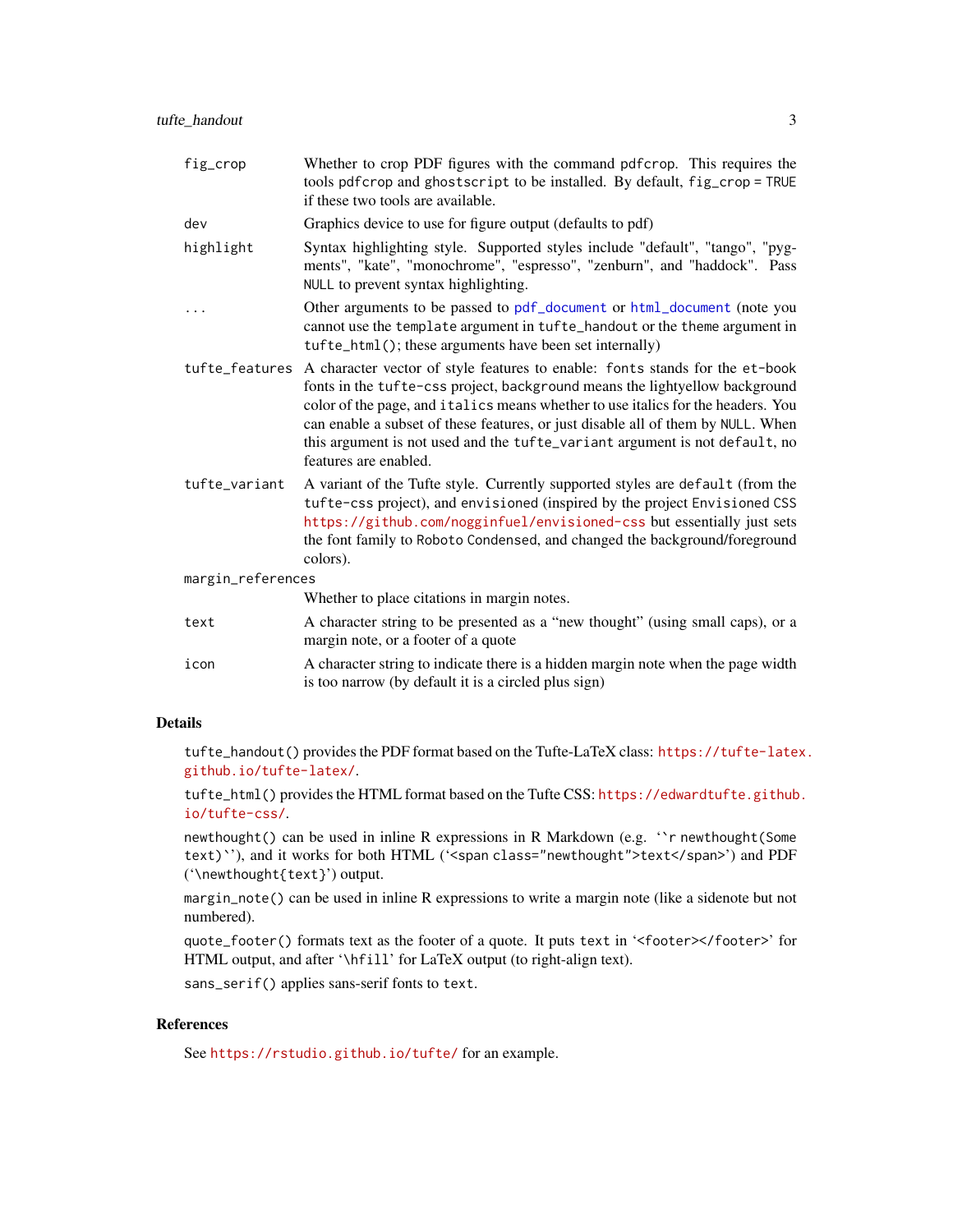| | |
|---|---|
| fig_crop | Whether to crop PDF figures with the command pdfcrop. This requires the tools pdfcrop and ghostscript to be installed. By default, fig_crop = TRUE if these two tools are available. |
| dev | Graphics device to use for figure output (defaults to pdf) |
| highlight | Syntax highlighting style. Supported styles include "default", "tango", "pygments", "kate", "monochrome", "espresso", "zenburn", and "haddock". Pass NULL to prevent syntax highlighting. |
| ... | Other arguments to be passed to pdf_document or html_document (note you cannot use the template argument in tufte_handout or the theme argument in tufte_html(); these arguments have been set internally) |
| tufte_features | A character vector of style features to enable: fonts stands for the et-book fonts in the tufte-css project, background means the lightyellow background color of the page, and italics means whether to use italics for the headers. You can enable a subset of these features, or just disable all of them by NULL. When this argument is not used and the tufte_variant argument is not default, no features are enabled. |
| tufte_variant | A variant of the Tufte style. Currently supported styles are default (from the tufte-css project), and envisioned (inspired by the project Envisioned CSS https://github.com/nogginfuel/envisioned-css but essentially just sets the font family to Roboto Condensed, and changed the background/foreground colors). |
| margin_references | Whether to place citations in margin notes. |
| text | A character string to be presented as a "new thought" (using small caps), or a margin note, or a footer of a quote |
| icon | A character string to indicate there is a hidden margin note when the page width is too narrow (by default it is a circled plus sign) |

## Details

tufte_handout() provides the PDF format based on the Tufte-LaTeX class: https://tufte-latex.github.io/tufte-latex/.

tufte_html() provides the HTML format based on the Tufte CSS: https://edwardtufte.github.io/tufte-css/.

newthought() can be used in inline R expressions in R Markdown (e.g. `` `r newthought(Some text)` ``), and it works for both HTML (`<span class="newthought">text</span>`) and PDF (`\newthought{text}`) output.

margin_note() can be used in inline R expressions to write a margin note (like a sidenote but not numbered).

quote_footer() formats text as the footer of a quote. It puts text in `<footer></footer>` for HTML output, and after `\hfill` for LaTeX output (to right-align text).

sans_serif() applies sans-serif fonts to text.

## References

See https://rstudio.github.io/tufte/ for an example.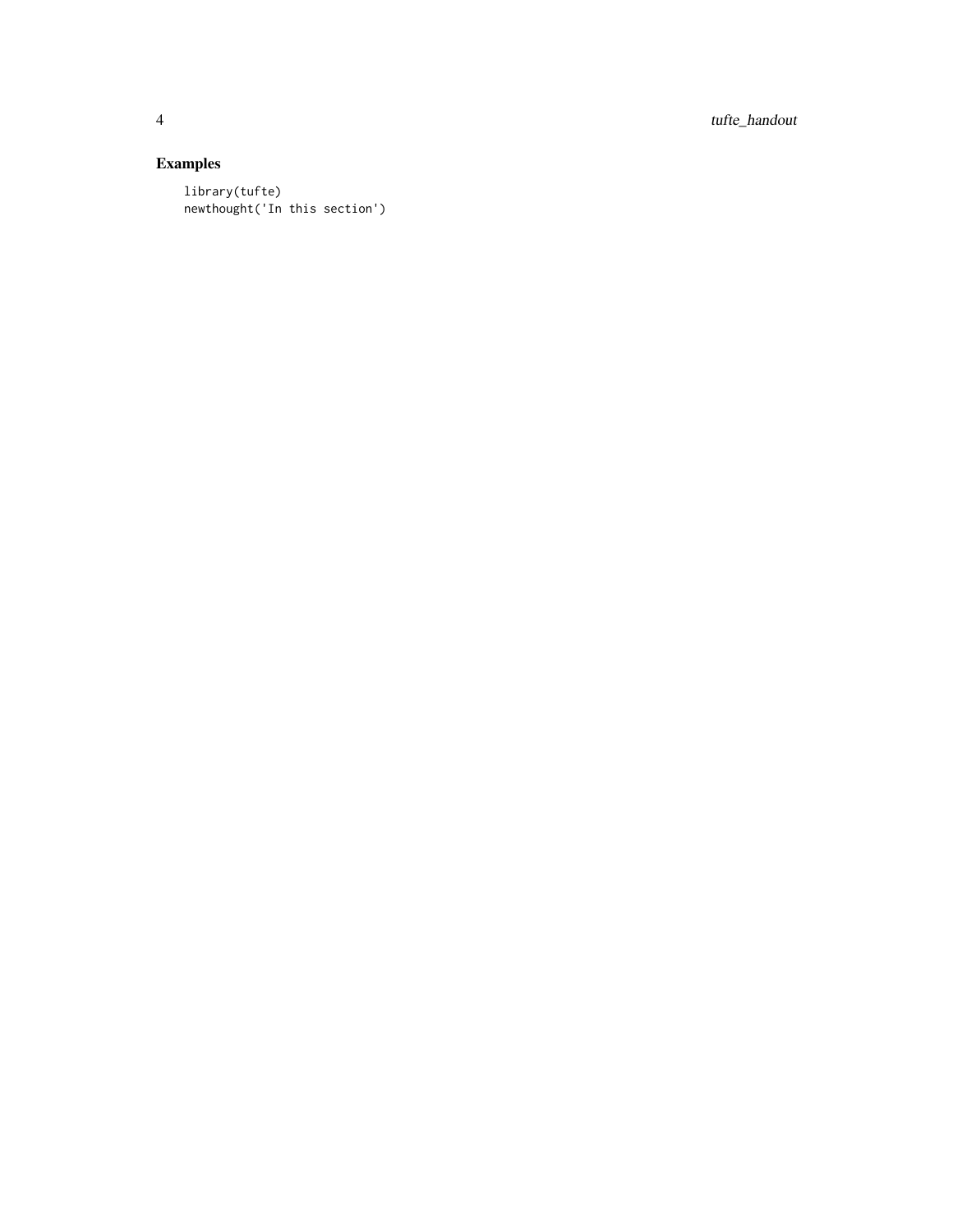## Examples

```
library(tufte)
newthought('In this section')
```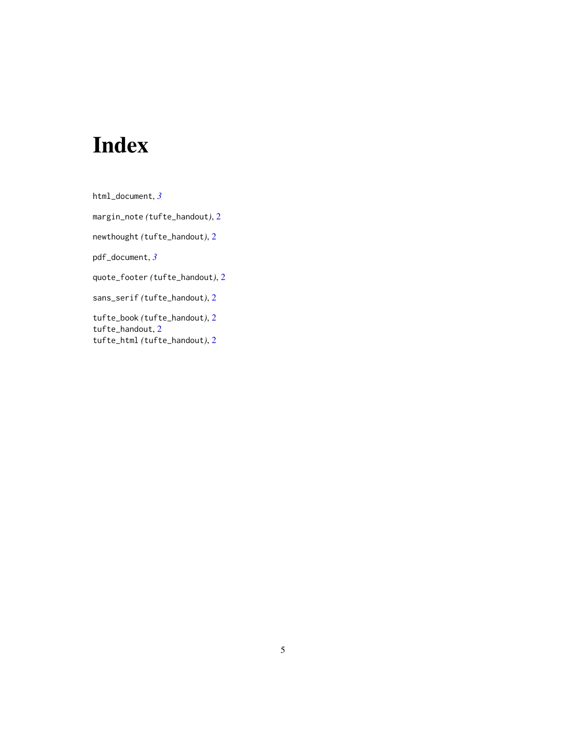# Index

html_document, *3*

margin_note (tufte_handout), 2

newthought (tufte_handout), 2

pdf_document, *3*

quote_footer (tufte_handout), 2

sans_serif (tufte_handout), 2

tufte_book (tufte_handout), 2
tufte_handout, 2
tufte_html (tufte_handout), 2